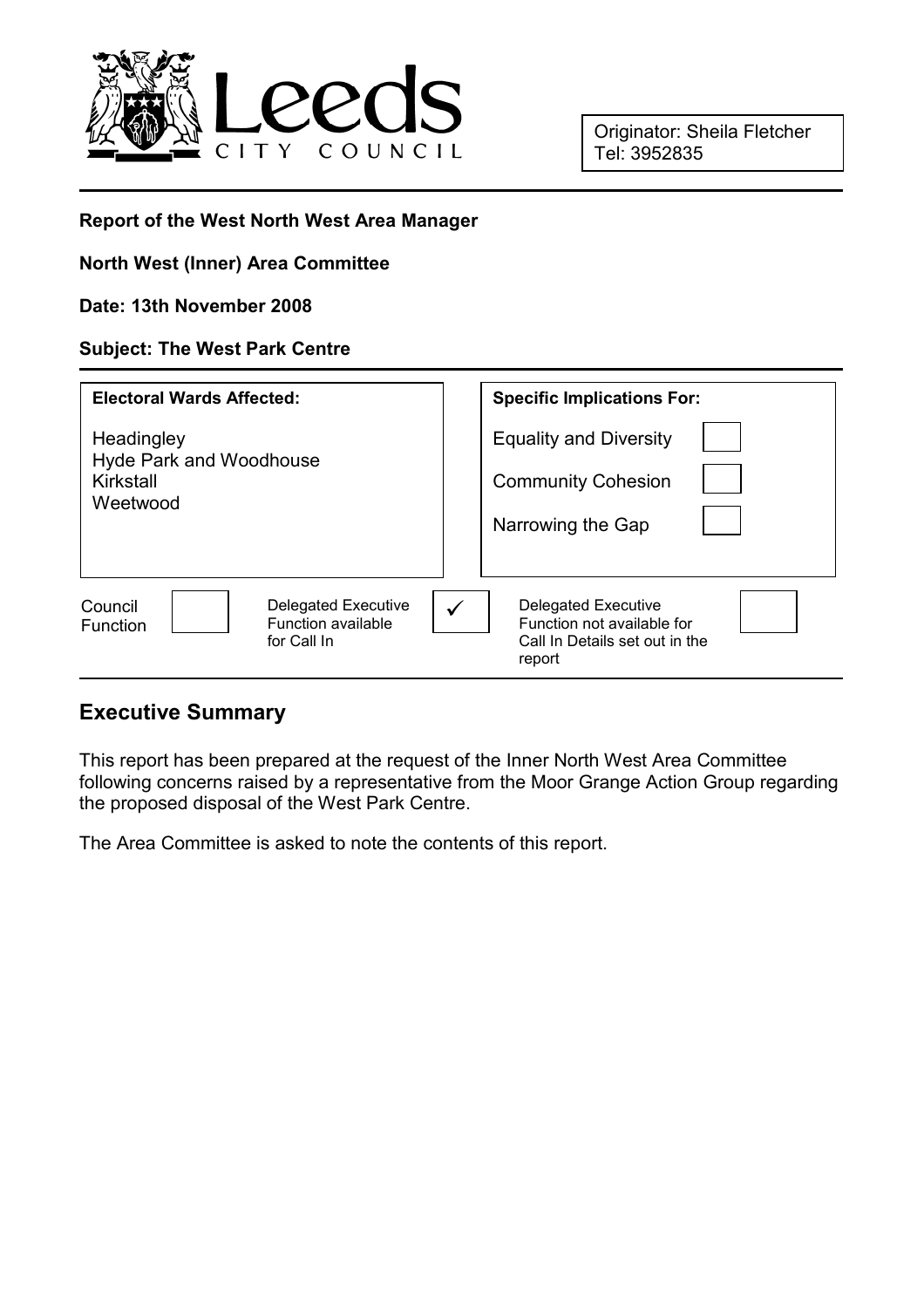Leeds CITY COUNCIL

Originator: Sheila Fletcher
Tel: 3952835

**Report of the West North West Area Manager**

**North West (Inner) Area Committee**

**Date: 13th November 2008**

**Subject: The West Park Centre**

| **Electoral Wards Affected:** | **Specific Implications For:** | |
|---|---|---|
| Headingley<br>Hyde Park and Woodhouse<br>Kirkstall<br>Weetwood | Equality and Diversity | ☐ |
| | Community Cohesion | ☐ |
| | Narrowing the Gap | ☐ |

| Council Function | ☐ | Delegated Executive Function available for Call In | ✓ | Delegated Executive Function not available for Call In Details set out in the report | ☐ |
|---|---|---|---|---|---|

## Executive Summary

This report has been prepared at the request of the Inner North West Area Committee following concerns raised by a representative from the Moor Grange Action Group regarding the proposed disposal of the West Park Centre.

The Area Committee is asked to note the contents of this report.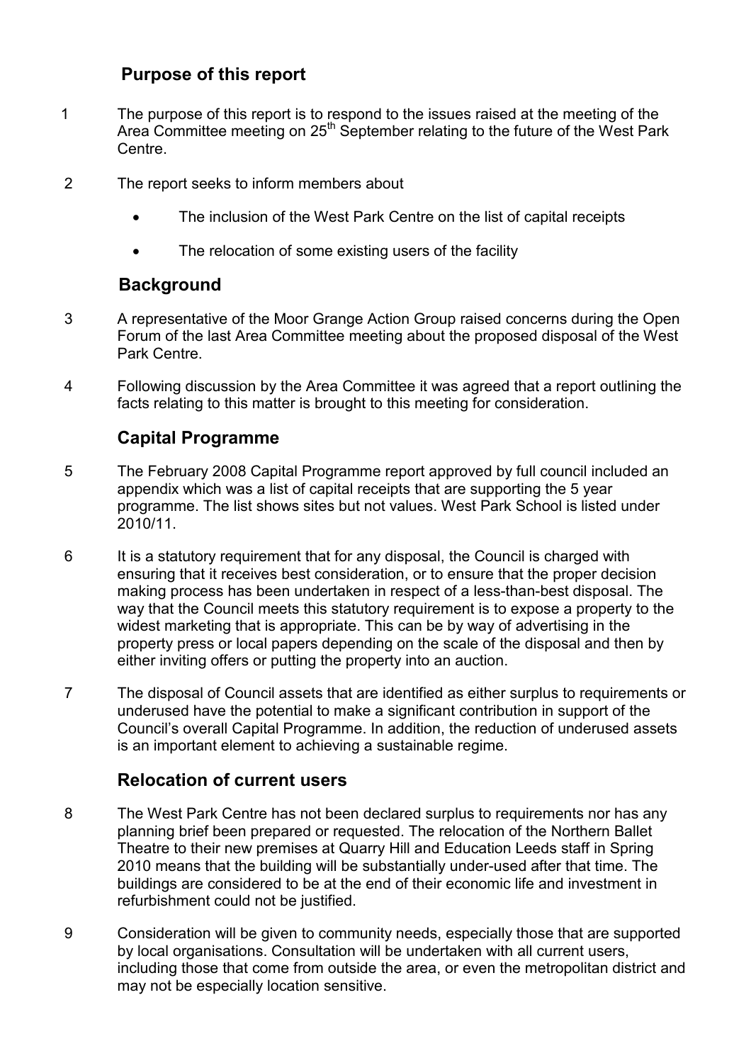## Purpose of this report

1 The purpose of this report is to respond to the issues raised at the meeting of the Area Committee meeting on 25th September relating to the future of the West Park Centre.

2 The report seeks to inform members about

- The inclusion of the West Park Centre on the list of capital receipts
- The relocation of some existing users of the facility

## Background

3 A representative of the Moor Grange Action Group raised concerns during the Open Forum of the last Area Committee meeting about the proposed disposal of the West Park Centre.

4 Following discussion by the Area Committee it was agreed that a report outlining the facts relating to this matter is brought to this meeting for consideration.

## Capital Programme

5 The February 2008 Capital Programme report approved by full council included an appendix which was a list of capital receipts that are supporting the 5 year programme. The list shows sites but not values. West Park School is listed under 2010/11.

6 It is a statutory requirement that for any disposal, the Council is charged with ensuring that it receives best consideration, or to ensure that the proper decision making process has been undertaken in respect of a less-than-best disposal. The way that the Council meets this statutory requirement is to expose a property to the widest marketing that is appropriate. This can be by way of advertising in the property press or local papers depending on the scale of the disposal and then by either inviting offers or putting the property into an auction.

7 The disposal of Council assets that are identified as either surplus to requirements or underused have the potential to make a significant contribution in support of the Council's overall Capital Programme. In addition, the reduction of underused assets is an important element to achieving a sustainable regime.

## Relocation of current users

8 The West Park Centre has not been declared surplus to requirements nor has any planning brief been prepared or requested. The relocation of the Northern Ballet Theatre to their new premises at Quarry Hill and Education Leeds staff in Spring 2010 means that the building will be substantially under-used after that time. The buildings are considered to be at the end of their economic life and investment in refurbishment could not be justified.

9 Consideration will be given to community needs, especially those that are supported by local organisations. Consultation will be undertaken with all current users, including those that come from outside the area, or even the metropolitan district and may not be especially location sensitive.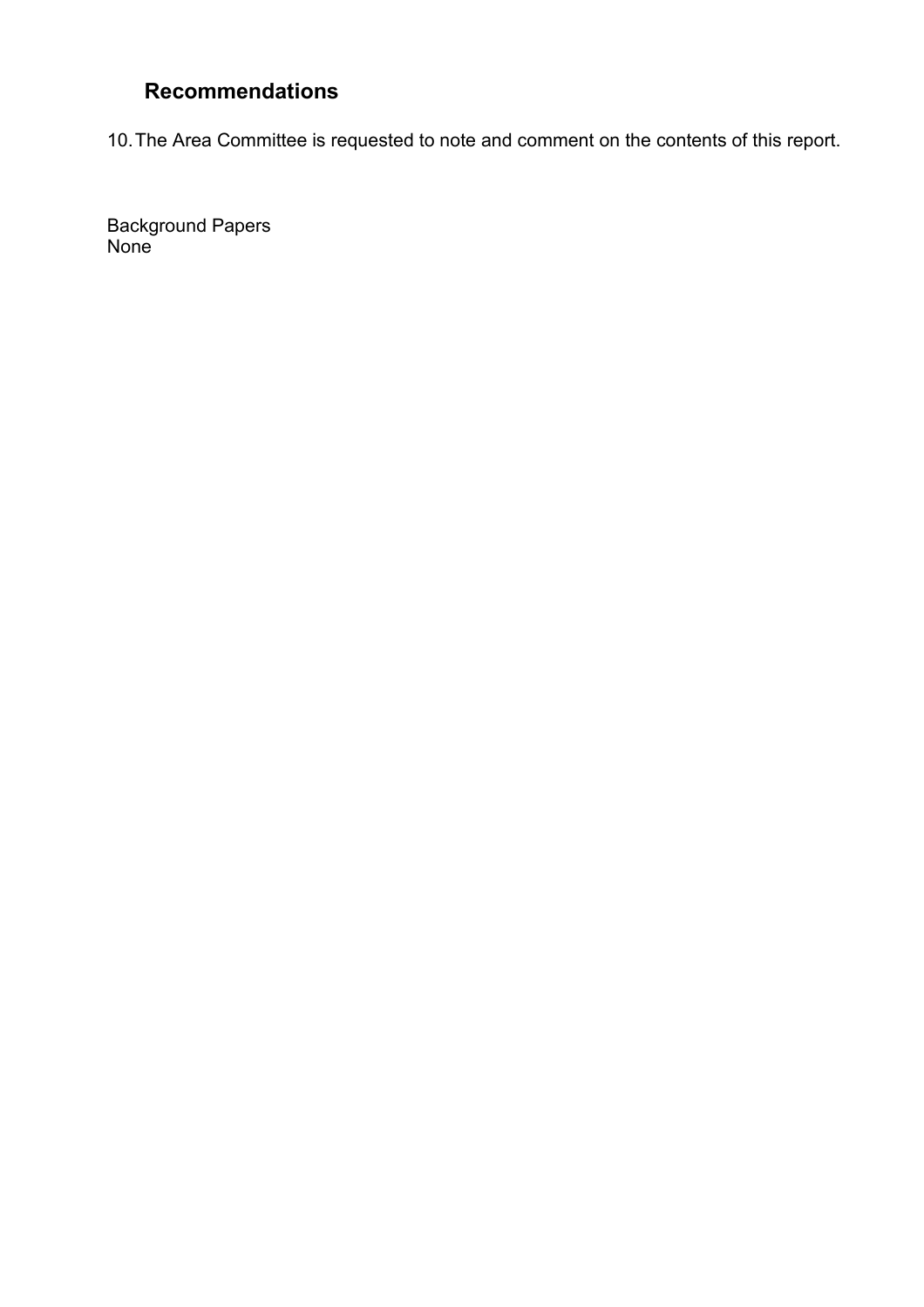## Recommendations

10. The Area Committee is requested to note and comment on the contents of this report.

Background Papers
None